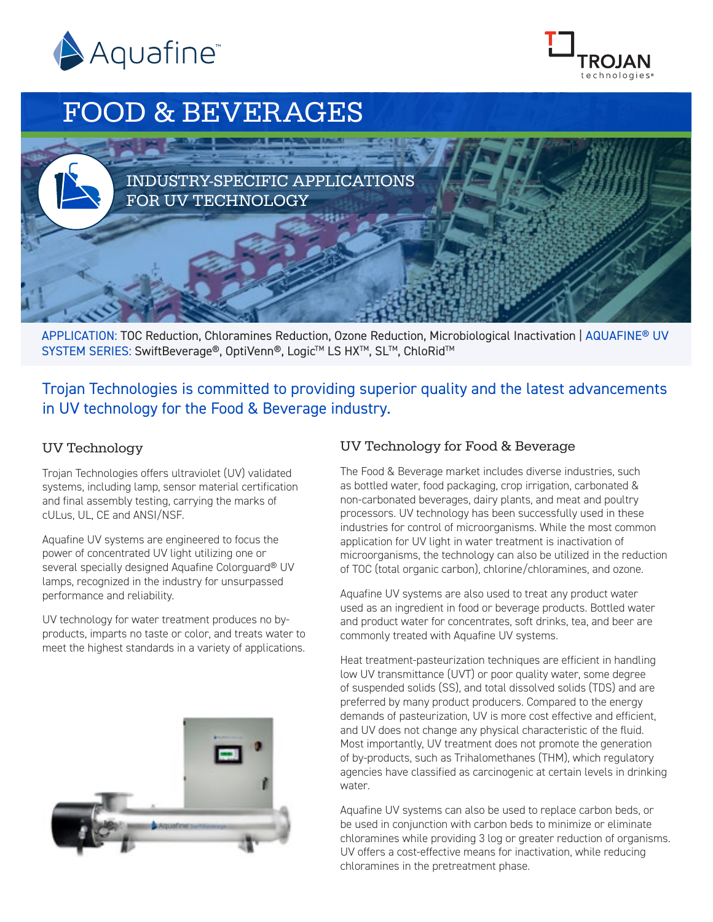# FOOD & BEVERAGES

INDUSTRY-SPECIFIC APPLICATIONS FOR UV TECHNOLOGY

APPLICATION: TOC Reduction, Chloramines Reduction, Ozone Reduction, Microbiological Inactivation | AQUAFINE® UV SYSTEM SERIES: SwiftBeverage®, OptiVenn®, Logic™ LS HX™, SL™, ChloRid™

Trojan Technologies is committed to providing superior quality and the latest advancements in UV technology for the Food & Beverage industry.

## UV Technology

Trojan Technologies offers ultraviolet (UV) validated systems, including lamp, sensor material certification and final assembly testing, carrying the marks of cULus, UL, CE and ANSI/NSF.

Aquafine UV systems are engineered to focus the power of concentrated UV light utilizing one or several specially designed Aquafine Colorguard® UV lamps, recognized in the industry for unsurpassed performance and reliability.

UV technology for water treatment produces no by-products, imparts no taste or color, and treats water to meet the highest standards in a variety of applications.

## UV Technology for Food & Beverage

The Food & Beverage market includes diverse industries, such as bottled water, food packaging, crop irrigation, carbonated & non-carbonated beverages, dairy plants, and meat and poultry processors. UV technology has been successfully used in these industries for control of microorganisms. While the most common application for UV light in water treatment is inactivation of microorganisms, the technology can also be utilized in the reduction of TOC (total organic carbon), chlorine/chloramines, and ozone.

Aquafine UV systems are also used to treat any product water used as an ingredient in food or beverage products. Bottled water and product water for concentrates, soft drinks, tea, and beer are commonly treated with Aquafine UV systems.

Heat treatment-pasteurization techniques are efficient in handling low UV transmittance (UVT) or poor quality water, some degree of suspended solids (SS), and total dissolved solids (TDS) and are preferred by many product producers. Compared to the energy demands of pasteurization, UV is more cost effective and efficient, and UV does not change any physical characteristic of the fluid. Most importantly, UV treatment does not promote the generation of by-products, such as Trihalomethanes (THM), which regulatory agencies have classified as carcinogenic at certain levels in drinking water.

Aquafine UV systems can also be used to replace carbon beds, or be used in conjunction with carbon beds to minimize or eliminate chloramines while providing 3 log or greater reduction of organisms. UV offers a cost-effective means for inactivation, while reducing chloramines in the pretreatment phase.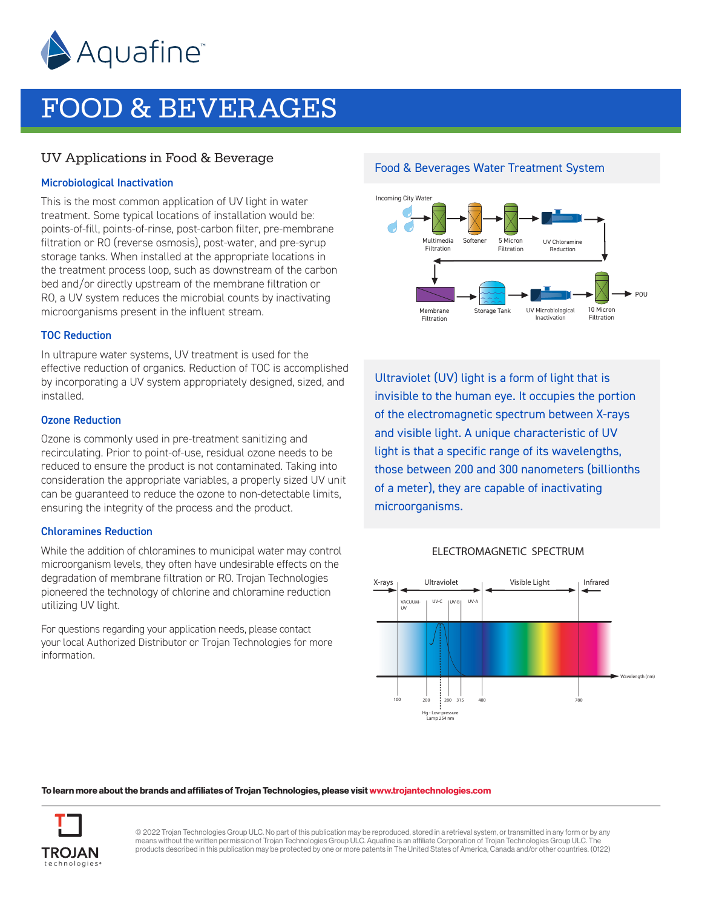# FOOD & BEVERAGES

## UV Applications in Food & Beverage

### Microbiological Inactivation

This is the most common application of UV light in water treatment. Some typical locations of installation would be: points-of-fill, points-of-rinse, post-carbon filter, pre-membrane filtration or RO (reverse osmosis), post-water, and pre-syrup storage tanks. When installed at the appropriate locations in the treatment process loop, such as downstream of the carbon bed and/or directly upstream of the membrane filtration or RO, a UV system reduces the microbial counts by inactivating microorganisms present in the influent stream.

### TOC Reduction

In ultrapure water systems, UV treatment is used for the effective reduction of organics. Reduction of TOC is accomplished by incorporating a UV system appropriately designed, sized, and installed.

### Ozone Reduction

Ozone is commonly used in pre-treatment sanitizing and recirculating. Prior to point-of-use, residual ozone needs to be reduced to ensure the product is not contaminated. Taking into consideration the appropriate variables, a properly sized UV unit can be guaranteed to reduce the ozone to non-detectable limits, ensuring the integrity of the process and the product.

### Chloramines Reduction

While the addition of chloramines to municipal water may control microorganism levels, they often have undesirable effects on the degradation of membrane filtration or RO. Trojan Technologies pioneered the technology of chlorine and chloramine reduction utilizing UV light.

For questions regarding your application needs, please contact your local Authorized Distributor or Trojan Technologies for more information.

### Food & Beverages Water Treatment System

Incoming City Water

Multimedia Filtration

Softener

5 Micron Filtration

UV Chloramine Reduction

Membrane Filtration

Storage Tank

UV Microbiological Inactivation

10 Micron Filtration

POU

Ultraviolet (UV) light is a form of light that is invisible to the human eye. It occupies the portion of the electromagnetic spectrum between X-rays and visible light. A unique characteristic of UV light is that a specific range of its wavelengths, those between 200 and 300 nanometers (billionths of a meter), they are capable of inactivating microorganisms.

ELECTROMAGNETIC SPECTRUM

X-rays

Ultraviolet

Visible Light

Infrared

VACUUM-UV

UV-C

UV-B

UV-A

Wavelength (nm)

100

200

280

315

400

780

Hg - Low-pressure Lamp 254 nm

**To learn more about the brands and affiliates of Trojan Technologies, please visit www.trojantechnologies.com**

© 2022 Trojan Technologies Group ULC. No part of this publication may be reproduced, stored in a retrieval system, or transmitted in any form or by any means without the written permission of Trojan Technologies Group ULC. Aquafine is an affiliate Corporation of Trojan Technologies Group ULC. The products described in this publication may be protected by one or more patents in The United States of America, Canada and/or other countries. (0122)